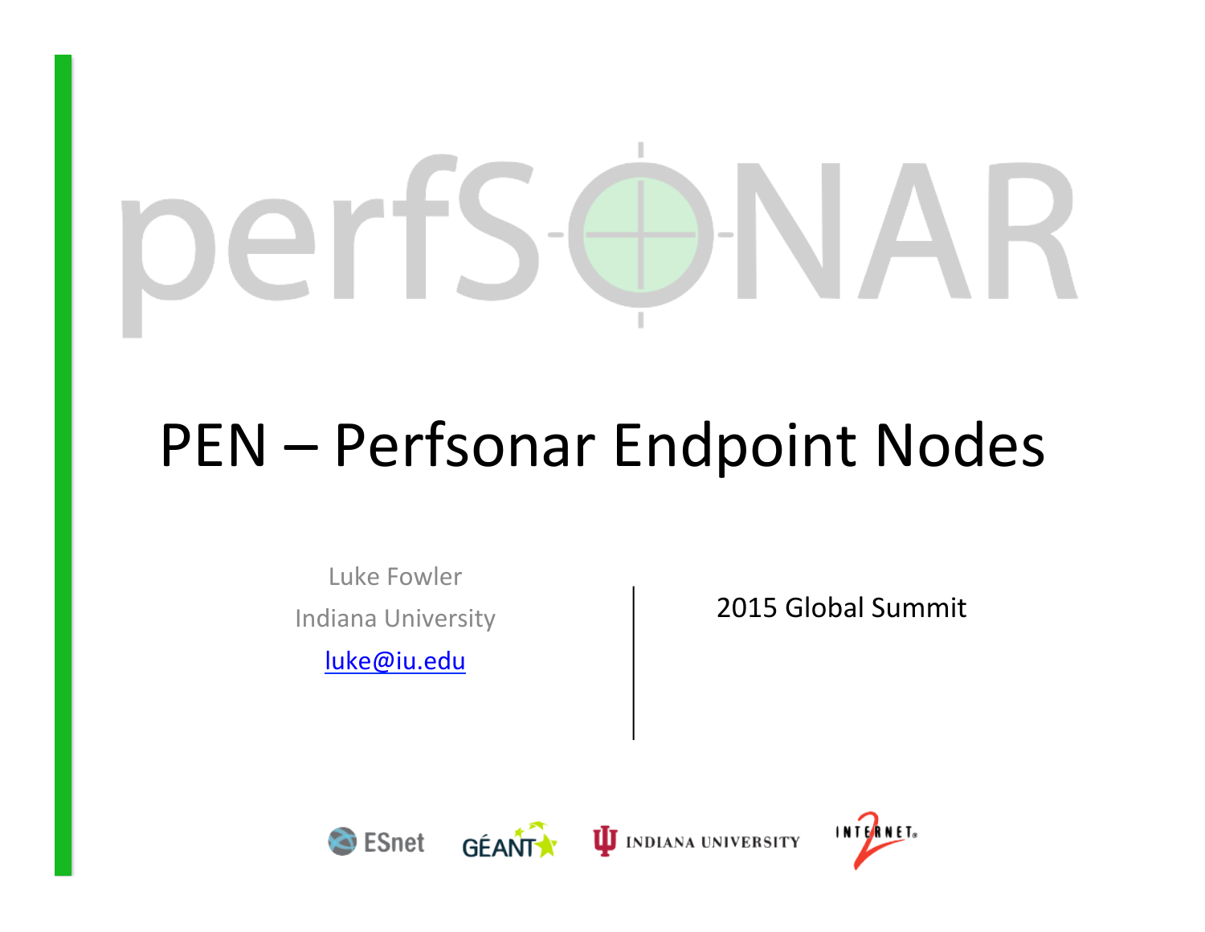perfSONAR

# PEN – Perfsonar Endpoint Nodes

Luke Fowler

Indiana University

luke@iu.edu

2015 Global Summit

ESnet GÉANT INDIANA UNIVERSITY INTERNET2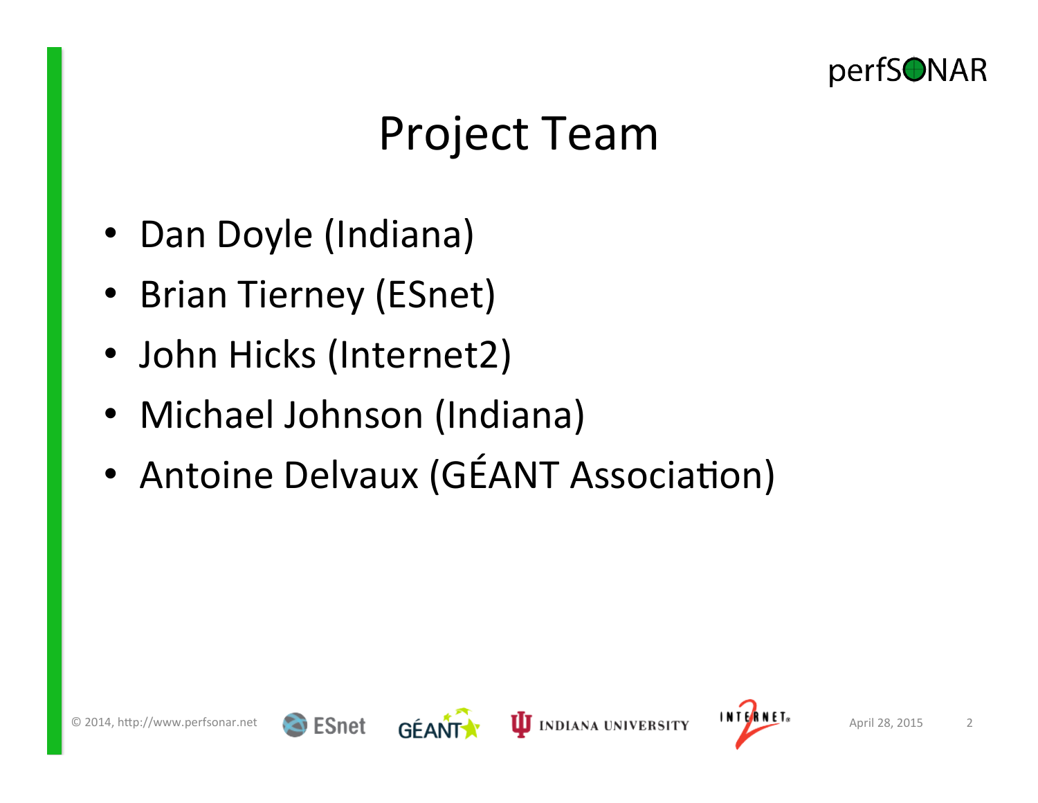# Project Team

- Dan Doyle (Indiana)
- Brian Tierney (ESnet)
- John Hicks (Internet2)
- Michael Johnson (Indiana)
- Antoine Delvaux (GÉANT Association)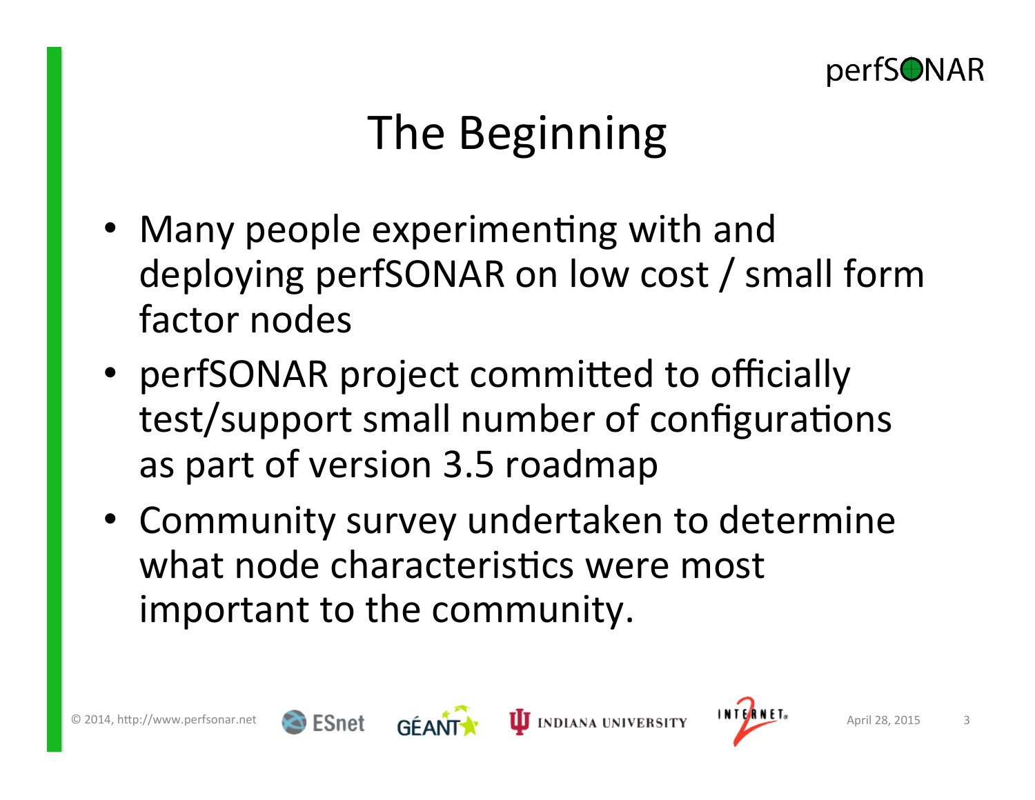# The Beginning

- Many people experimenting with and deploying perfSONAR on low cost / small form factor nodes
- perfSONAR project committed to officially test/support small number of configurations as part of version 3.5 roadmap
- Community survey undertaken to determine what node characteristics were most important to the community.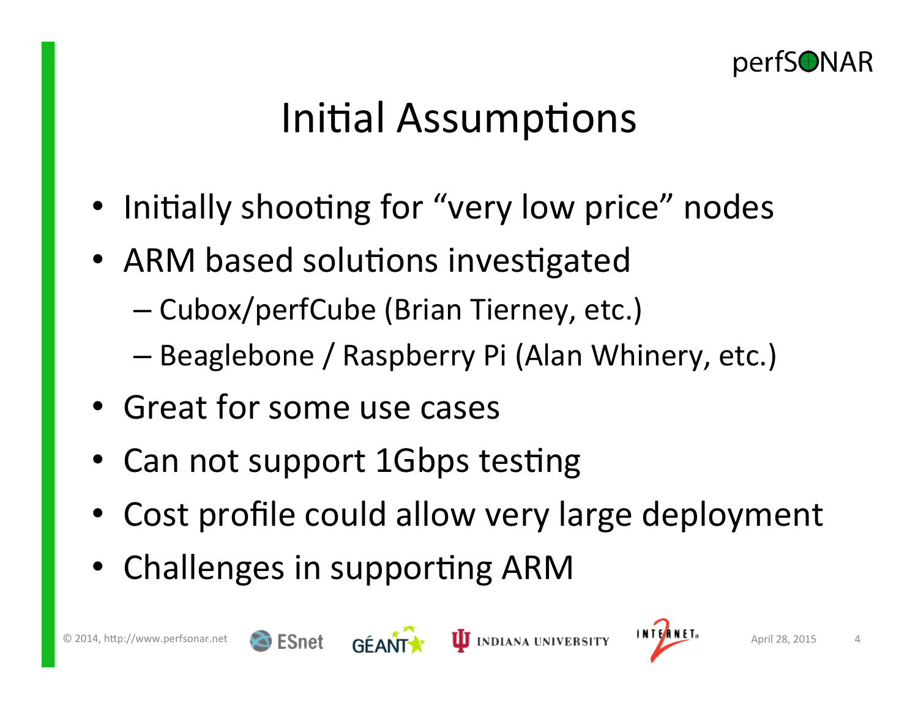# Initial Assumptions

- Initially shooting for "very low price" nodes
- ARM based solutions investigated
  - Cubox/perfCube (Brian Tierney, etc.)
  - Beaglebone / Raspberry Pi (Alan Whinery, etc.)
- Great for some use cases
- Can not support 1Gbps testing
- Cost profile could allow very large deployment
- Challenges in supporting ARM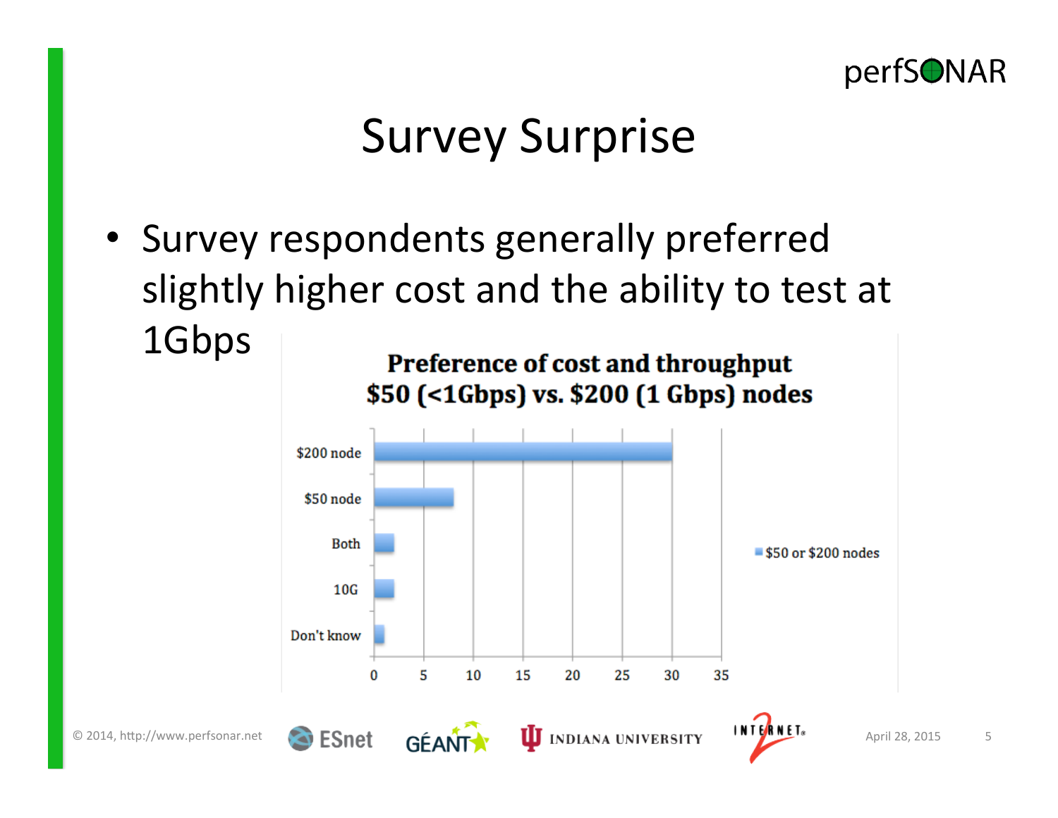# Survey Surprise

- Survey respondents generally preferred slightly higher cost and the ability to test at 1Gbps

**Preference of cost and throughput**
**$50 (<1Gbps) vs. $200 (1 Gbps) nodes**

| Response | $50 or $200 nodes |
|---|---|
| $200 node | 30 |
| $50 node | 8 |
| Both | 2 |
| 10G | 2 |
| Don't know | 1 |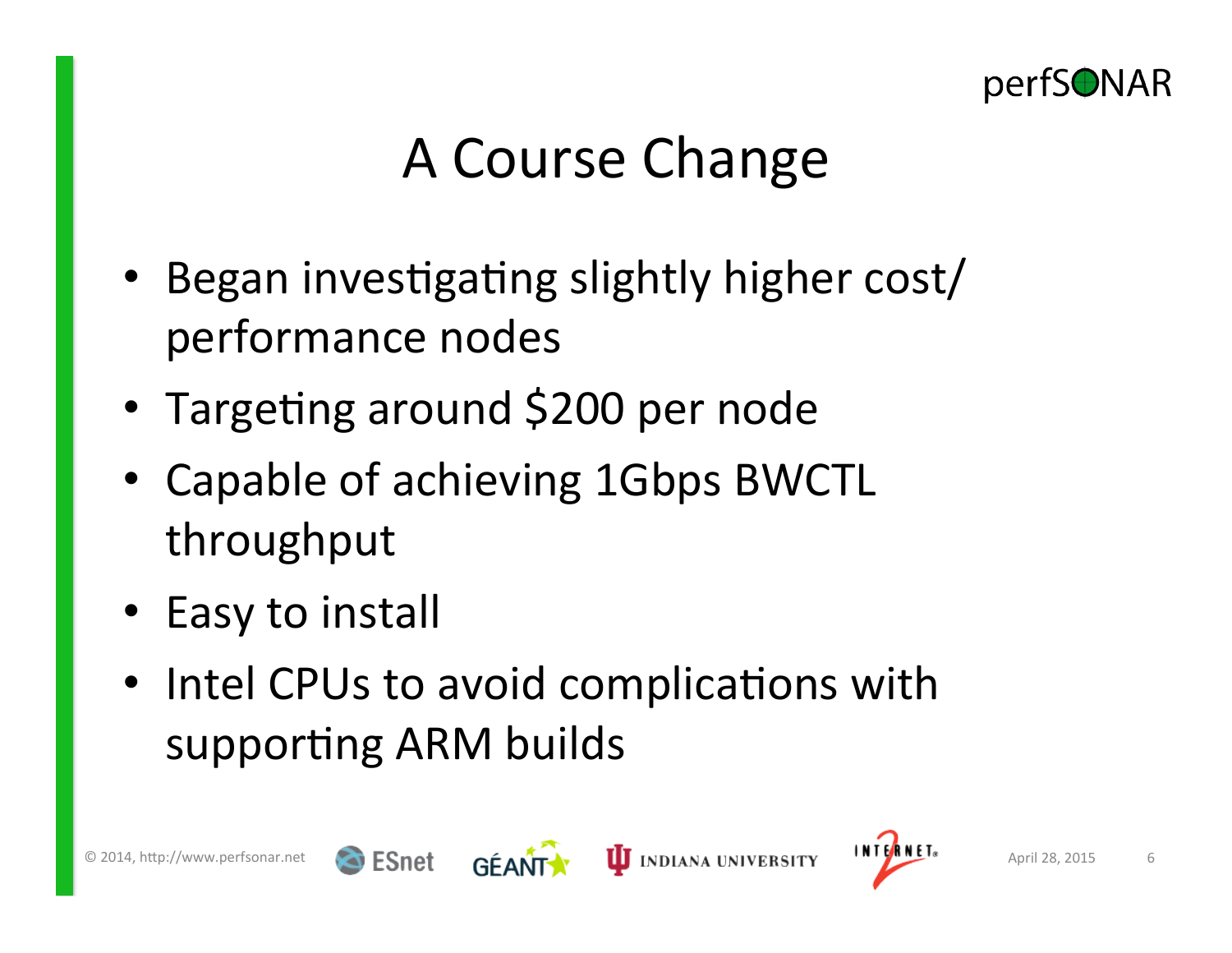# A Course Change

- Began investigating slightly higher cost/ performance nodes
- Targeting around $200 per node
- Capable of achieving 1Gbps BWCTL throughput
- Easy to install
- Intel CPUs to avoid complications with supporting ARM builds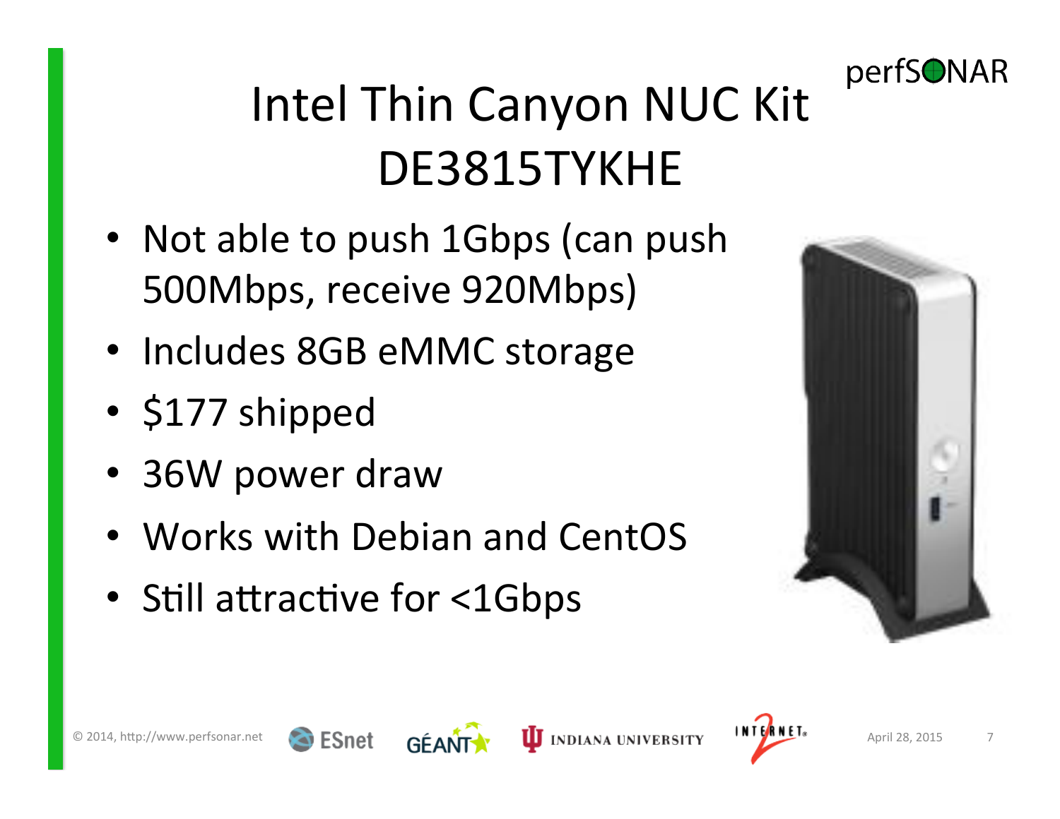# Intel Thin Canyon NUC Kit DE3815TYKHE

- Not able to push 1Gbps (can push 500Mbps, receive 920Mbps)
- Includes 8GB eMMC storage
- $177 shipped
- 36W power draw
- Works with Debian and CentOS
- Still attractive for <1Gbps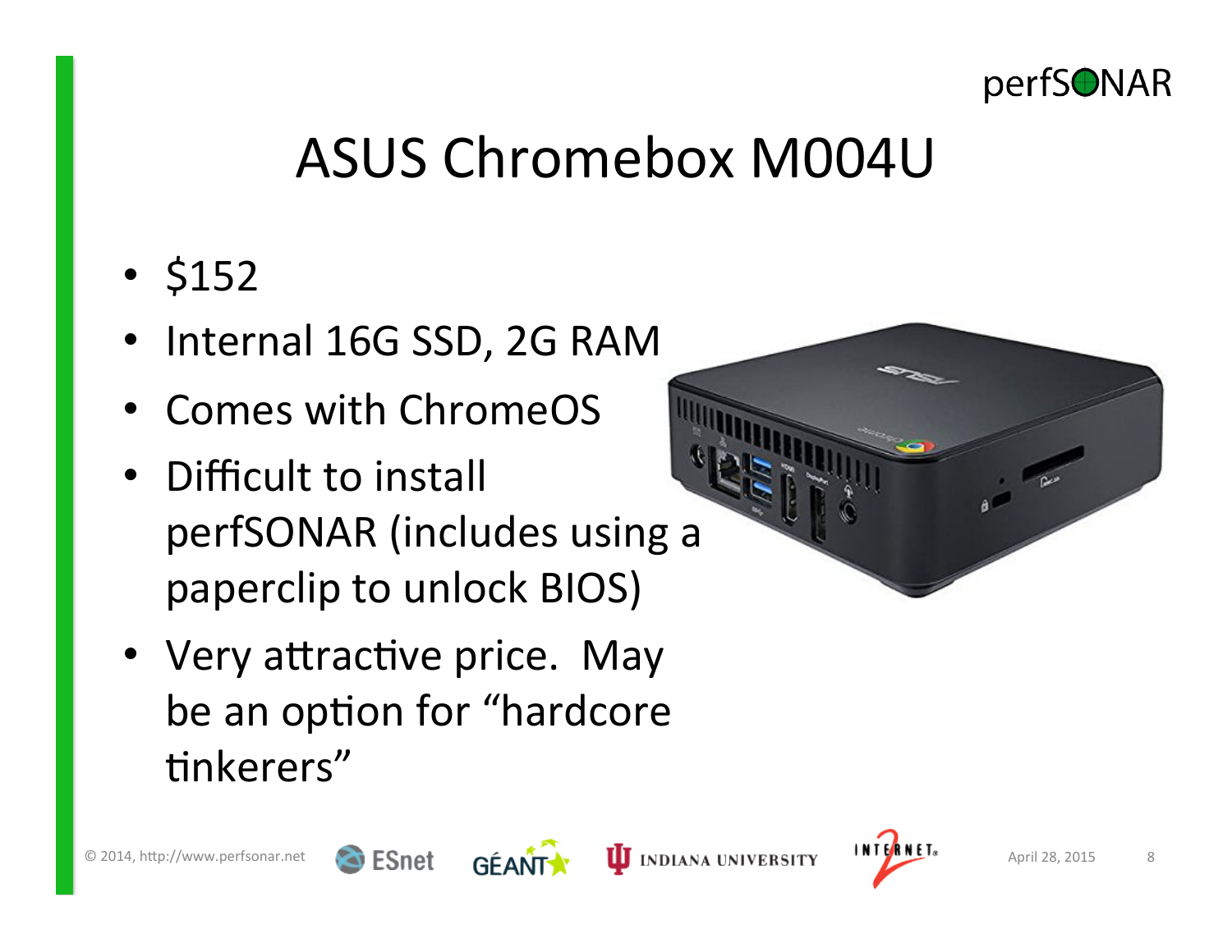# ASUS Chromebox M004U

- $152
- Internal 16G SSD, 2G RAM
- Comes with ChromeOS
- Difficult to install perfSONAR (includes using a paperclip to unlock BIOS)
- Very attractive price. May be an option for “hardcore tinkerers”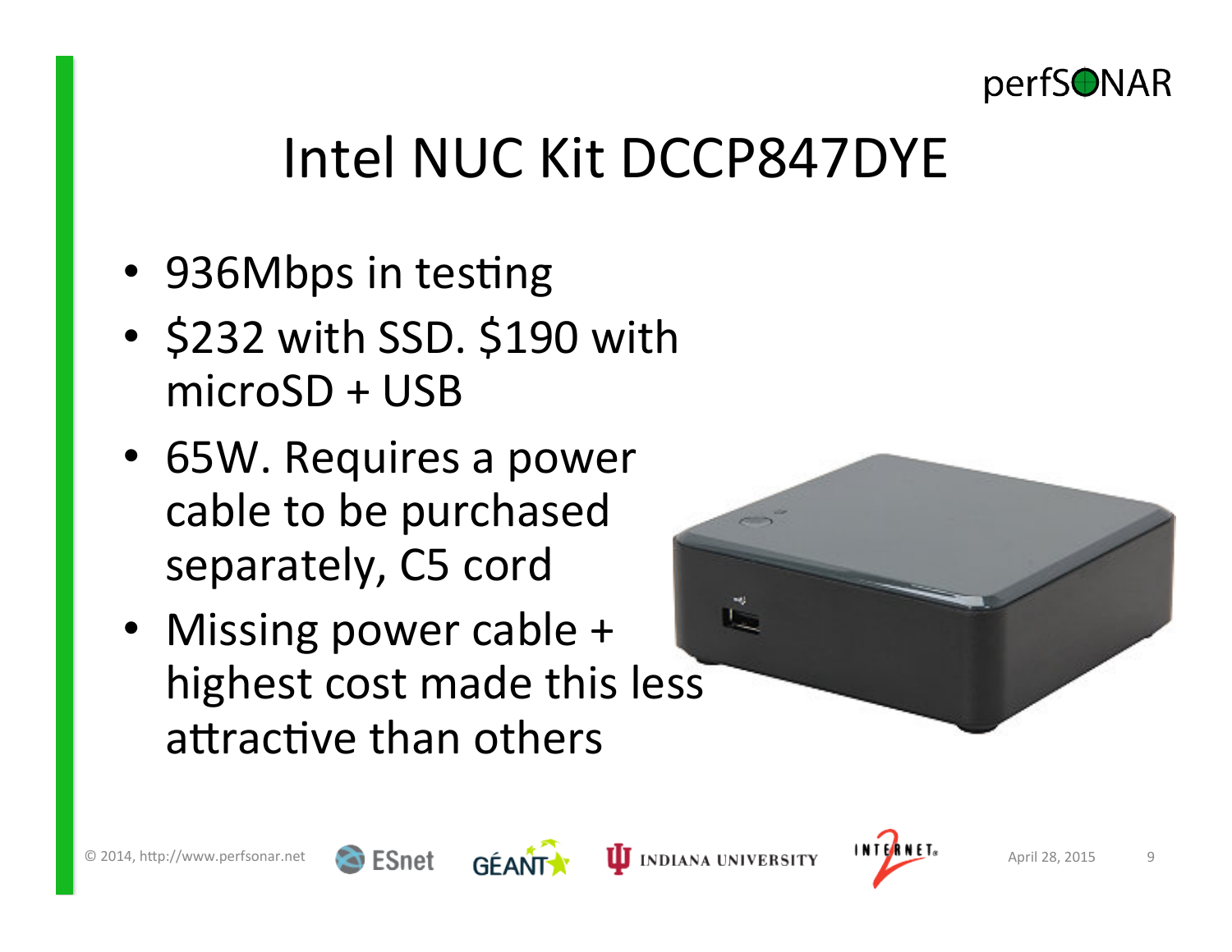# Intel NUC Kit DCCP847DYE

- 936Mbps in testing
- $232 with SSD. $190 with microSD + USB
- 65W. Requires a power cable to be purchased separately, C5 cord
- Missing power cable + highest cost made this less attractive than others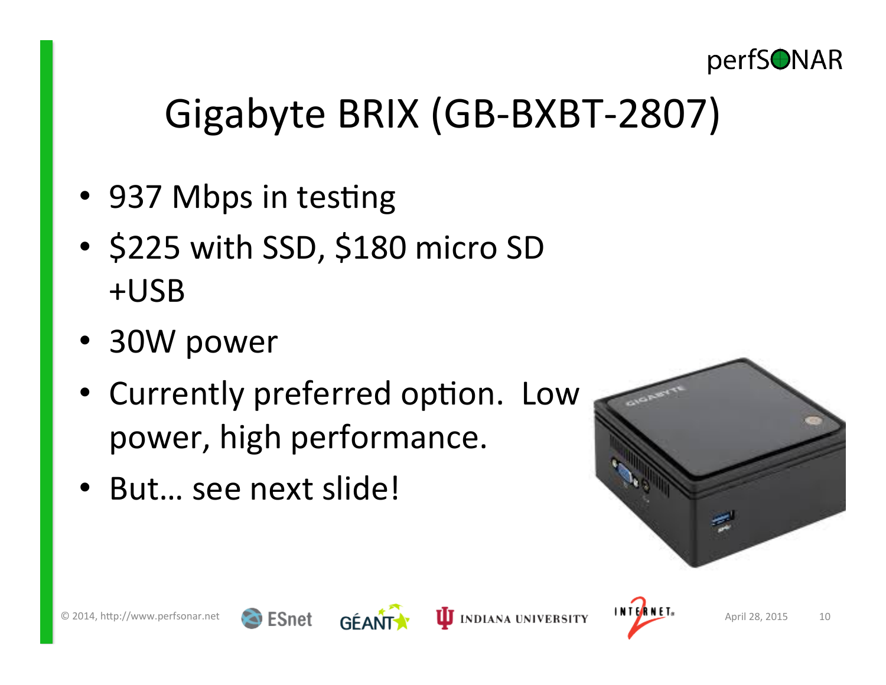# Gigabyte BRIX (GB-BXBT-2807)

- 937 Mbps in testing
- \$225 with SSD, \$180 micro SD +USB
- 30W power
- Currently preferred option. Low power, high performance.
- But… see next slide!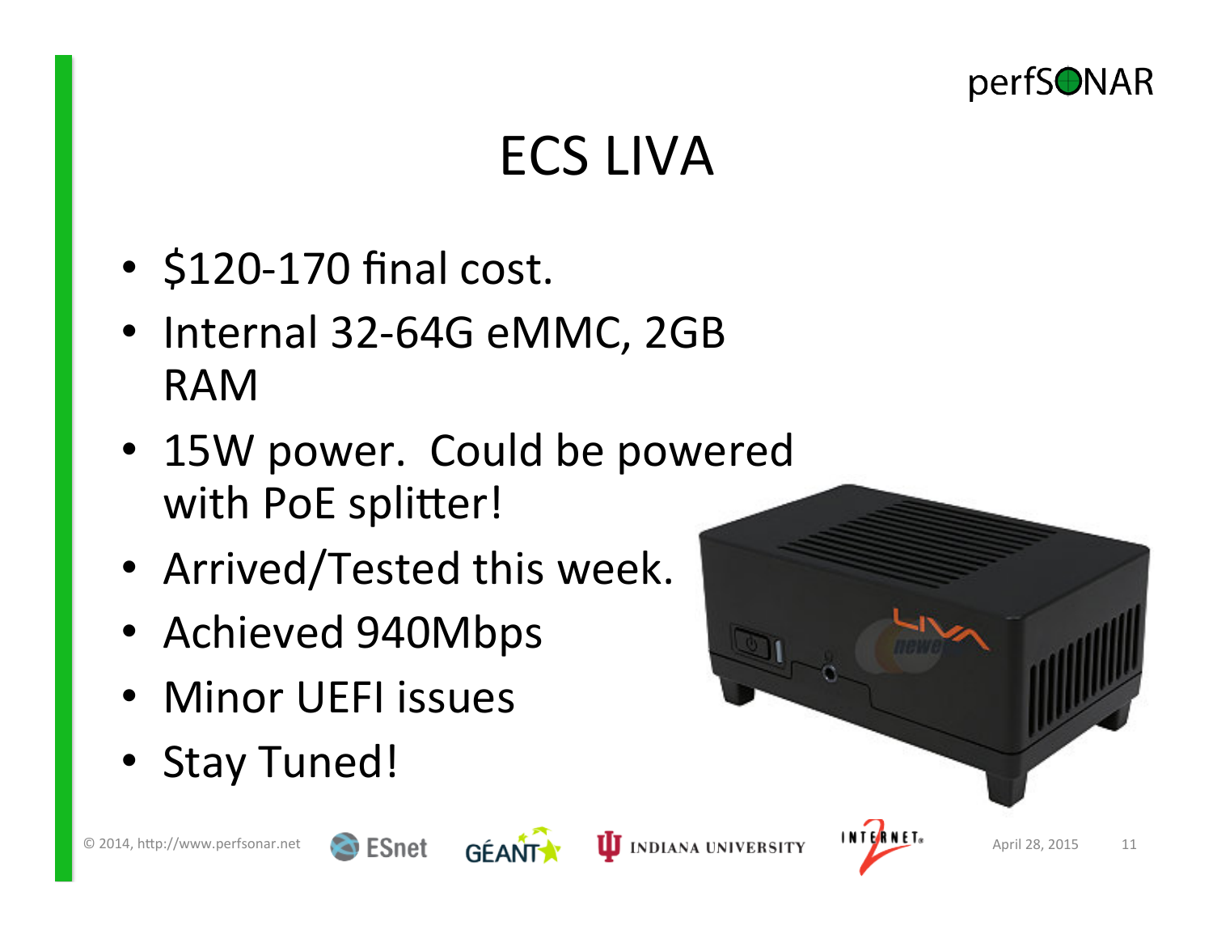# ECS LIVA

- $120-170 final cost.
- Internal 32-64G eMMC, 2GB RAM
- 15W power. Could be powered with PoE splitter!
- Arrived/Tested this week.
- Achieved 940Mbps
- Minor UEFI issues
- Stay Tuned!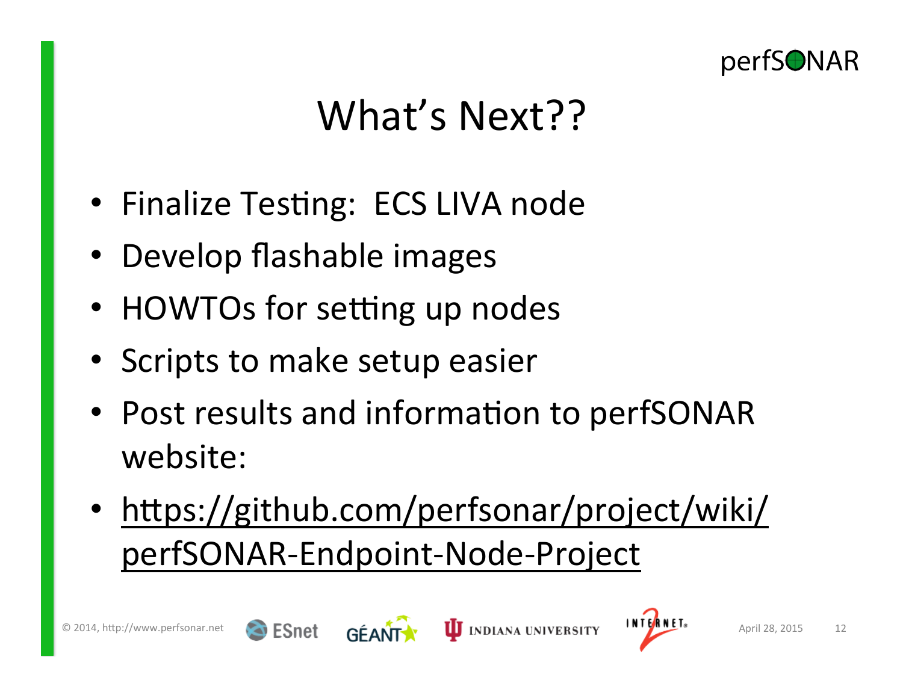# What's Next??

- Finalize Testing:  ECS LIVA node
- Develop flashable images
- HOWTOs for setting up nodes
- Scripts to make setup easier
- Post results and information to perfSONAR website:
- https://github.com/perfsonar/project/wiki/perfSONAR-Endpoint-Node-Project